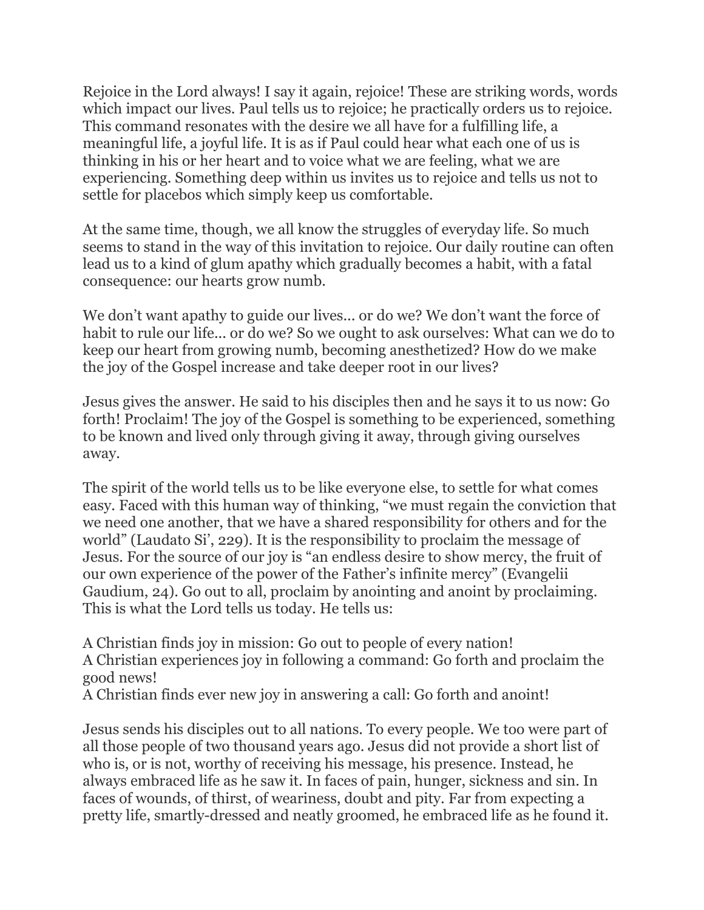Rejoice in the Lord always! I say it again, rejoice! These are striking words, words which impact our lives. Paul tells us to rejoice; he practically orders us to rejoice. This command resonates with the desire we all have for a fulfilling life, a meaningful life, a joyful life. It is as if Paul could hear what each one of us is thinking in his or her heart and to voice what we are feeling, what we are experiencing. Something deep within us invites us to rejoice and tells us not to settle for placebos which simply keep us comfortable.

At the same time, though, we all know the struggles of everyday life. So much seems to stand in the way of this invitation to rejoice. Our daily routine can often lead us to a kind of glum apathy which gradually becomes a habit, with a fatal consequence: our hearts grow numb.

We don't want apathy to guide our lives… or do we? We don't want the force of habit to rule our life… or do we? So we ought to ask ourselves: What can we do to keep our heart from growing numb, becoming anesthetized? How do we make the joy of the Gospel increase and take deeper root in our lives?

Jesus gives the answer. He said to his disciples then and he says it to us now: Go forth! Proclaim! The joy of the Gospel is something to be experienced, something to be known and lived only through giving it away, through giving ourselves away.

The spirit of the world tells us to be like everyone else, to settle for what comes easy. Faced with this human way of thinking, "we must regain the conviction that we need one another, that we have a shared responsibility for others and for the world" (Laudato Si', 229). It is the responsibility to proclaim the message of Jesus. For the source of our joy is "an endless desire to show mercy, the fruit of our own experience of the power of the Father's infinite mercy" (Evangelii Gaudium, 24). Go out to all, proclaim by anointing and anoint by proclaiming. This is what the Lord tells us today. He tells us:

A Christian finds joy in mission: Go out to people of every nation!
A Christian experiences joy in following a command: Go forth and proclaim the good news!
A Christian finds ever new joy in answering a call: Go forth and anoint!

Jesus sends his disciples out to all nations. To every people. We too were part of all those people of two thousand years ago. Jesus did not provide a short list of who is, or is not, worthy of receiving his message, his presence. Instead, he always embraced life as he saw it. In faces of pain, hunger, sickness and sin. In faces of wounds, of thirst, of weariness, doubt and pity. Far from expecting a pretty life, smartly-dressed and neatly groomed, he embraced life as he found it.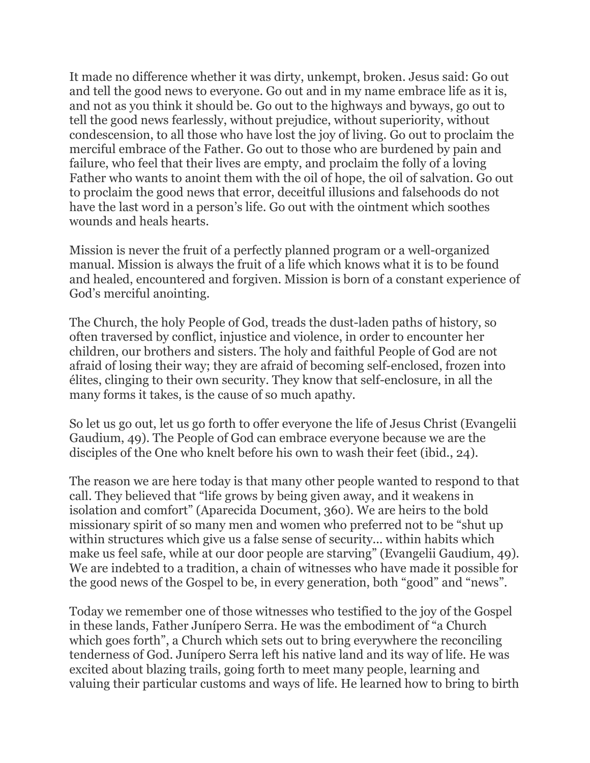It made no difference whether it was dirty, unkempt, broken. Jesus said: Go out and tell the good news to everyone. Go out and in my name embrace life as it is, and not as you think it should be. Go out to the highways and byways, go out to tell the good news fearlessly, without prejudice, without superiority, without condescension, to all those who have lost the joy of living. Go out to proclaim the merciful embrace of the Father. Go out to those who are burdened by pain and failure, who feel that their lives are empty, and proclaim the folly of a loving Father who wants to anoint them with the oil of hope, the oil of salvation. Go out to proclaim the good news that error, deceitful illusions and falsehoods do not have the last word in a person's life. Go out with the ointment which soothes wounds and heals hearts.

Mission is never the fruit of a perfectly planned program or a well-organized manual. Mission is always the fruit of a life which knows what it is to be found and healed, encountered and forgiven. Mission is born of a constant experience of God's merciful anointing.

The Church, the holy People of God, treads the dust-laden paths of history, so often traversed by conflict, injustice and violence, in order to encounter her children, our brothers and sisters. The holy and faithful People of God are not afraid of losing their way; they are afraid of becoming self-enclosed, frozen into élites, clinging to their own security. They know that self-enclosure, in all the many forms it takes, is the cause of so much apathy.

So let us go out, let us go forth to offer everyone the life of Jesus Christ (Evangelii Gaudium, 49). The People of God can embrace everyone because we are the disciples of the One who knelt before his own to wash their feet (ibid., 24).

The reason we are here today is that many other people wanted to respond to that call. They believed that "life grows by being given away, and it weakens in isolation and comfort" (Aparecida Document, 360). We are heirs to the bold missionary spirit of so many men and women who preferred not to be "shut up within structures which give us a false sense of security... within habits which make us feel safe, while at our door people are starving" (Evangelii Gaudium, 49). We are indebted to a tradition, a chain of witnesses who have made it possible for the good news of the Gospel to be, in every generation, both "good" and "news".

Today we remember one of those witnesses who testified to the joy of the Gospel in these lands, Father Junípero Serra. He was the embodiment of "a Church which goes forth", a Church which sets out to bring everywhere the reconciling tenderness of God. Junípero Serra left his native land and its way of life. He was excited about blazing trails, going forth to meet many people, learning and valuing their particular customs and ways of life. He learned how to bring to birth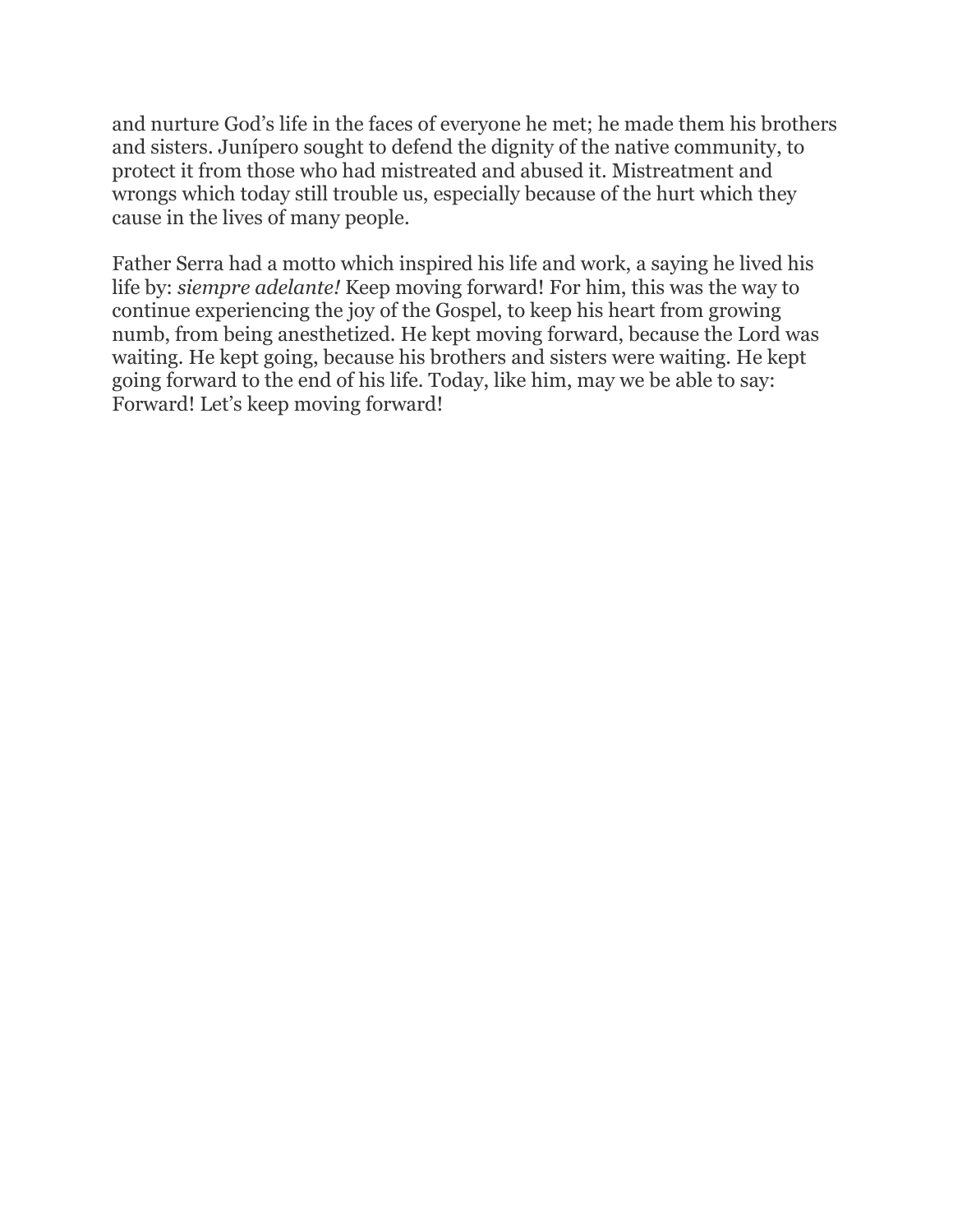and nurture God's life in the faces of everyone he met; he made them his brothers and sisters. Junípero sought to defend the dignity of the native community, to protect it from those who had mistreated and abused it. Mistreatment and wrongs which today still trouble us, especially because of the hurt which they cause in the lives of many people.

Father Serra had a motto which inspired his life and work, a saying he lived his life by: *siempre adelante!* Keep moving forward! For him, this was the way to continue experiencing the joy of the Gospel, to keep his heart from growing numb, from being anesthetized. He kept moving forward, because the Lord was waiting. He kept going, because his brothers and sisters were waiting. He kept going forward to the end of his life. Today, like him, may we be able to say: Forward! Let's keep moving forward!